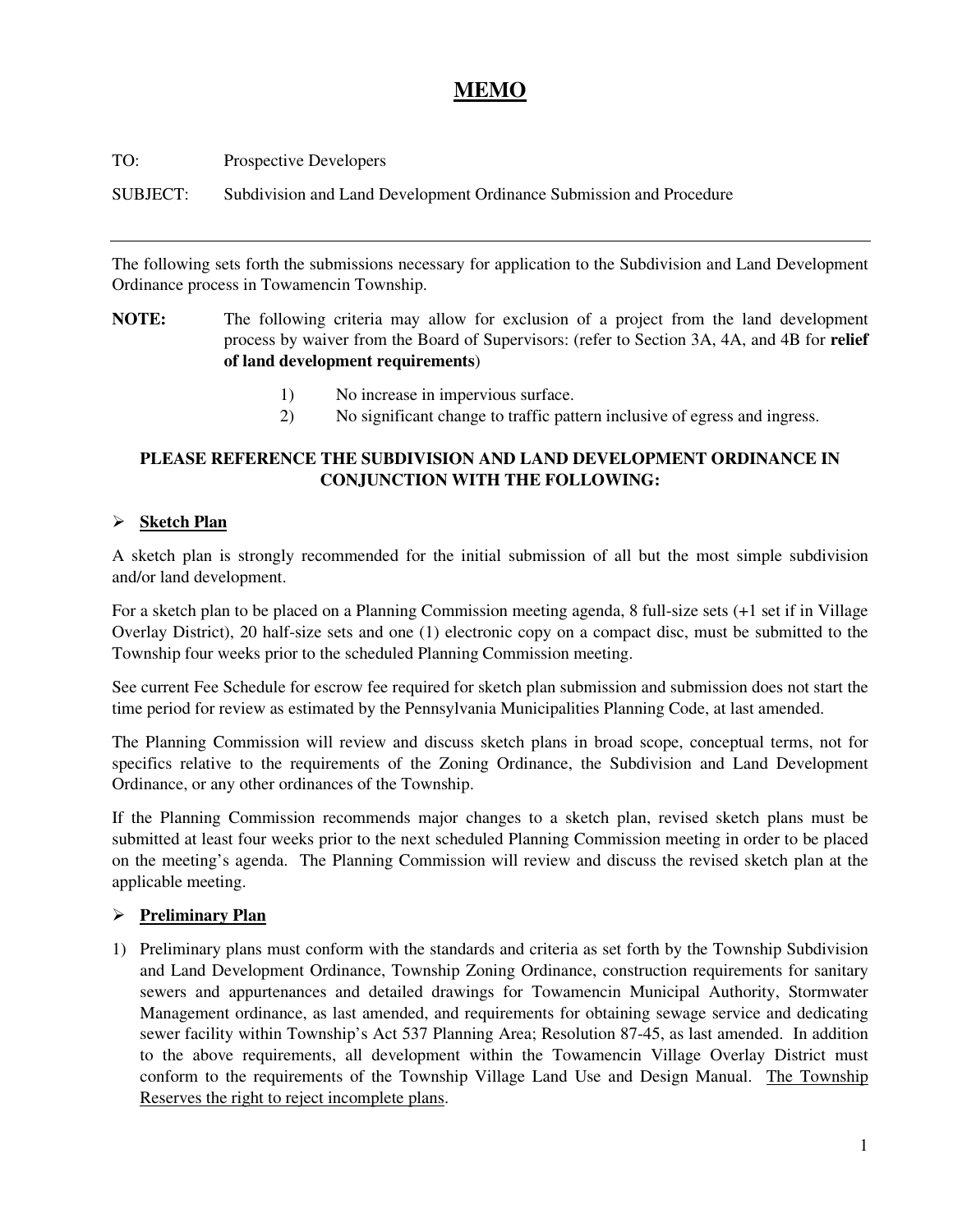# MEMO

TO: Prospective Developers

SUBJECT: Subdivision and Land Development Ordinance Submission and Procedure

---

The following sets forth the submissions necessary for application to the Subdivision and Land Development Ordinance process in Towamencin Township.

**NOTE:** The following criteria may allow for exclusion of a project from the land development process by waiver from the Board of Supervisors: (refer to Section 3A, 4A, and 4B for **relief of land development requirements**)

1) No increase in impervious surface.
2) No significant change to traffic pattern inclusive of egress and ingress.

**PLEASE REFERENCE THE SUBDIVISION AND LAND DEVELOPMENT ORDINANCE IN CONJUNCTION WITH THE FOLLOWING:**

## ➢ Sketch Plan

A sketch plan is strongly recommended for the initial submission of all but the most simple subdivision and/or land development.

For a sketch plan to be placed on a Planning Commission meeting agenda, 8 full-size sets (+1 set if in Village Overlay District), 20 half-size sets and one (1) electronic copy on a compact disc, must be submitted to the Township four weeks prior to the scheduled Planning Commission meeting.

See current Fee Schedule for escrow fee required for sketch plan submission and submission does not start the time period for review as estimated by the Pennsylvania Municipalities Planning Code, at last amended.

The Planning Commission will review and discuss sketch plans in broad scope, conceptual terms, not for specifics relative to the requirements of the Zoning Ordinance, the Subdivision and Land Development Ordinance, or any other ordinances of the Township.

If the Planning Commission recommends major changes to a sketch plan, revised sketch plans must be submitted at least four weeks prior to the next scheduled Planning Commission meeting in order to be placed on the meeting's agenda. The Planning Commission will review and discuss the revised sketch plan at the applicable meeting.

## ➢ Preliminary Plan

1) Preliminary plans must conform with the standards and criteria as set forth by the Township Subdivision and Land Development Ordinance, Township Zoning Ordinance, construction requirements for sanitary sewers and appurtenances and detailed drawings for Towamencin Municipal Authority, Stormwater Management ordinance, as last amended, and requirements for obtaining sewage service and dedicating sewer facility within Township's Act 537 Planning Area; Resolution 87-45, as last amended. In addition to the above requirements, all development within the Towamencin Village Overlay District must conform to the requirements of the Township Village Land Use and Design Manual. <u>The Township Reserves the right to reject incomplete plans</u>.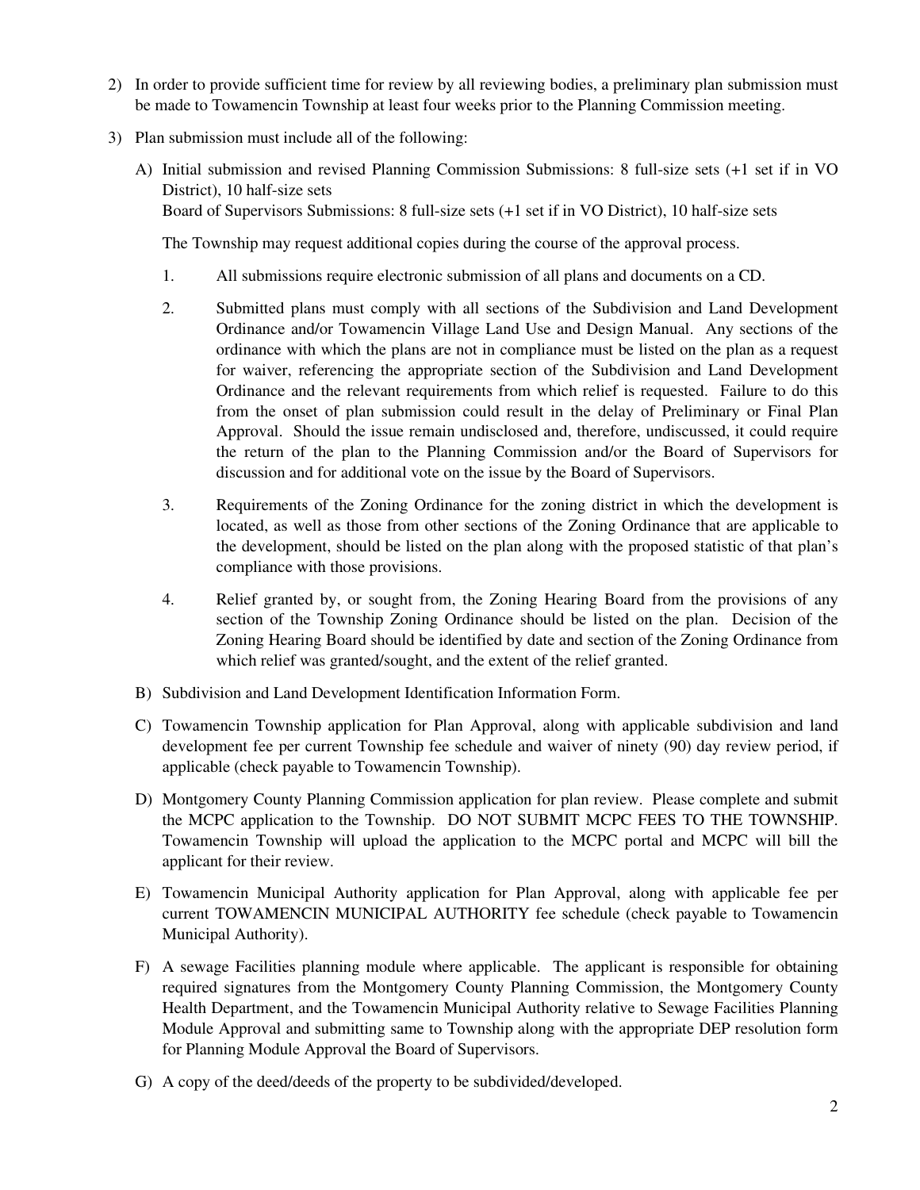2) In order to provide sufficient time for review by all reviewing bodies, a preliminary plan submission must be made to Towamencin Township at least four weeks prior to the Planning Commission meeting.

3) Plan submission must include all of the following:

   A) Initial submission and revised Planning Commission Submissions: 8 full-size sets (+1 set if in VO District), 10 half-size sets
   Board of Supervisors Submissions: 8 full-size sets (+1 set if in VO District), 10 half-size sets

   The Township may request additional copies during the course of the approval process.

      1. All submissions require electronic submission of all plans and documents on a CD.

      2. Submitted plans must comply with all sections of the Subdivision and Land Development Ordinance and/or Towamencin Village Land Use and Design Manual. Any sections of the ordinance with which the plans are not in compliance must be listed on the plan as a request for waiver, referencing the appropriate section of the Subdivision and Land Development Ordinance and the relevant requirements from which relief is requested. Failure to do this from the onset of plan submission could result in the delay of Preliminary or Final Plan Approval. Should the issue remain undisclosed and, therefore, undiscussed, it could require the return of the plan to the Planning Commission and/or the Board of Supervisors for discussion and for additional vote on the issue by the Board of Supervisors.

      3. Requirements of the Zoning Ordinance for the zoning district in which the development is located, as well as those from other sections of the Zoning Ordinance that are applicable to the development, should be listed on the plan along with the proposed statistic of that plan's compliance with those provisions.

      4. Relief granted by, or sought from, the Zoning Hearing Board from the provisions of any section of the Township Zoning Ordinance should be listed on the plan. Decision of the Zoning Hearing Board should be identified by date and section of the Zoning Ordinance from which relief was granted/sought, and the extent of the relief granted.

   B) Subdivision and Land Development Identification Information Form.

   C) Towamencin Township application for Plan Approval, along with applicable subdivision and land development fee per current Township fee schedule and waiver of ninety (90) day review period, if applicable (check payable to Towamencin Township).

   D) Montgomery County Planning Commission application for plan review. Please complete and submit the MCPC application to the Township. DO NOT SUBMIT MCPC FEES TO THE TOWNSHIP. Towamencin Township will upload the application to the MCPC portal and MCPC will bill the applicant for their review.

   E) Towamencin Municipal Authority application for Plan Approval, along with applicable fee per current TOWAMENCIN MUNICIPAL AUTHORITY fee schedule (check payable to Towamencin Municipal Authority).

   F) A sewage Facilities planning module where applicable. The applicant is responsible for obtaining required signatures from the Montgomery County Planning Commission, the Montgomery County Health Department, and the Towamencin Municipal Authority relative to Sewage Facilities Planning Module Approval and submitting same to Township along with the appropriate DEP resolution form for Planning Module Approval the Board of Supervisors.

   G) A copy of the deed/deeds of the property to be subdivided/developed.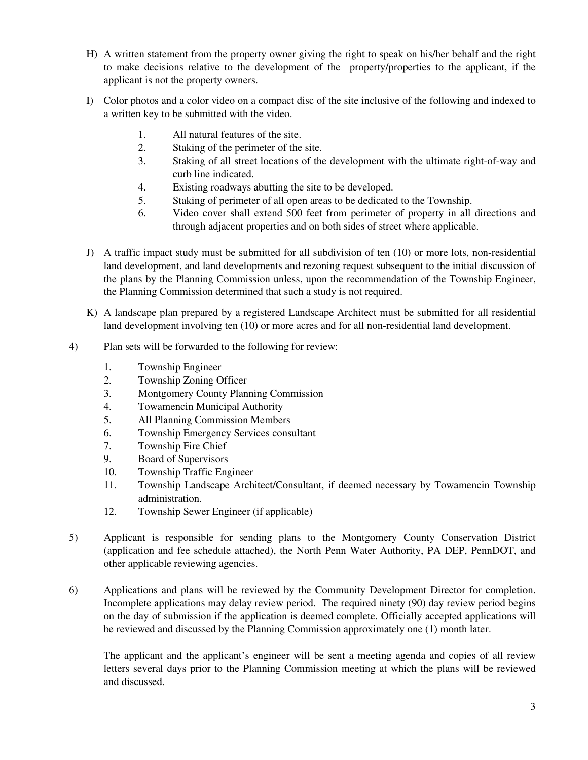H) A written statement from the property owner giving the right to speak on his/her behalf and the right to make decisions relative to the development of the property/properties to the applicant, if the applicant is not the property owners.

I) Color photos and a color video on a compact disc of the site inclusive of the following and indexed to a written key to be submitted with the video.

   1. All natural features of the site.
   2. Staking of the perimeter of the site.
   3. Staking of all street locations of the development with the ultimate right-of-way and curb line indicated.
   4. Existing roadways abutting the site to be developed.
   5. Staking of perimeter of all open areas to be dedicated to the Township.
   6. Video cover shall extend 500 feet from perimeter of property in all directions and through adjacent properties and on both sides of street where applicable.

J) A traffic impact study must be submitted for all subdivision of ten (10) or more lots, non-residential land development, and land developments and rezoning request subsequent to the initial discussion of the plans by the Planning Commission unless, upon the recommendation of the Township Engineer, the Planning Commission determined that such a study is not required.

K) A landscape plan prepared by a registered Landscape Architect must be submitted for all residential land development involving ten (10) or more acres and for all non-residential land development.

4) Plan sets will be forwarded to the following for review:

   1. Township Engineer
   2. Township Zoning Officer
   3. Montgomery County Planning Commission
   4. Towamencin Municipal Authority
   5. All Planning Commission Members
   6. Township Emergency Services consultant
   7. Township Fire Chief
   9. Board of Supervisors
   10. Township Traffic Engineer
   11. Township Landscape Architect/Consultant, if deemed necessary by Towamencin Township administration.
   12. Township Sewer Engineer (if applicable)

5) Applicant is responsible for sending plans to the Montgomery County Conservation District (application and fee schedule attached), the North Penn Water Authority, PA DEP, PennDOT, and other applicable reviewing agencies.

6) Applications and plans will be reviewed by the Community Development Director for completion. Incomplete applications may delay review period. The required ninety (90) day review period begins on the day of submission if the application is deemed complete. Officially accepted applications will be reviewed and discussed by the Planning Commission approximately one (1) month later.

   The applicant and the applicant's engineer will be sent a meeting agenda and copies of all review letters several days prior to the Planning Commission meeting at which the plans will be reviewed and discussed.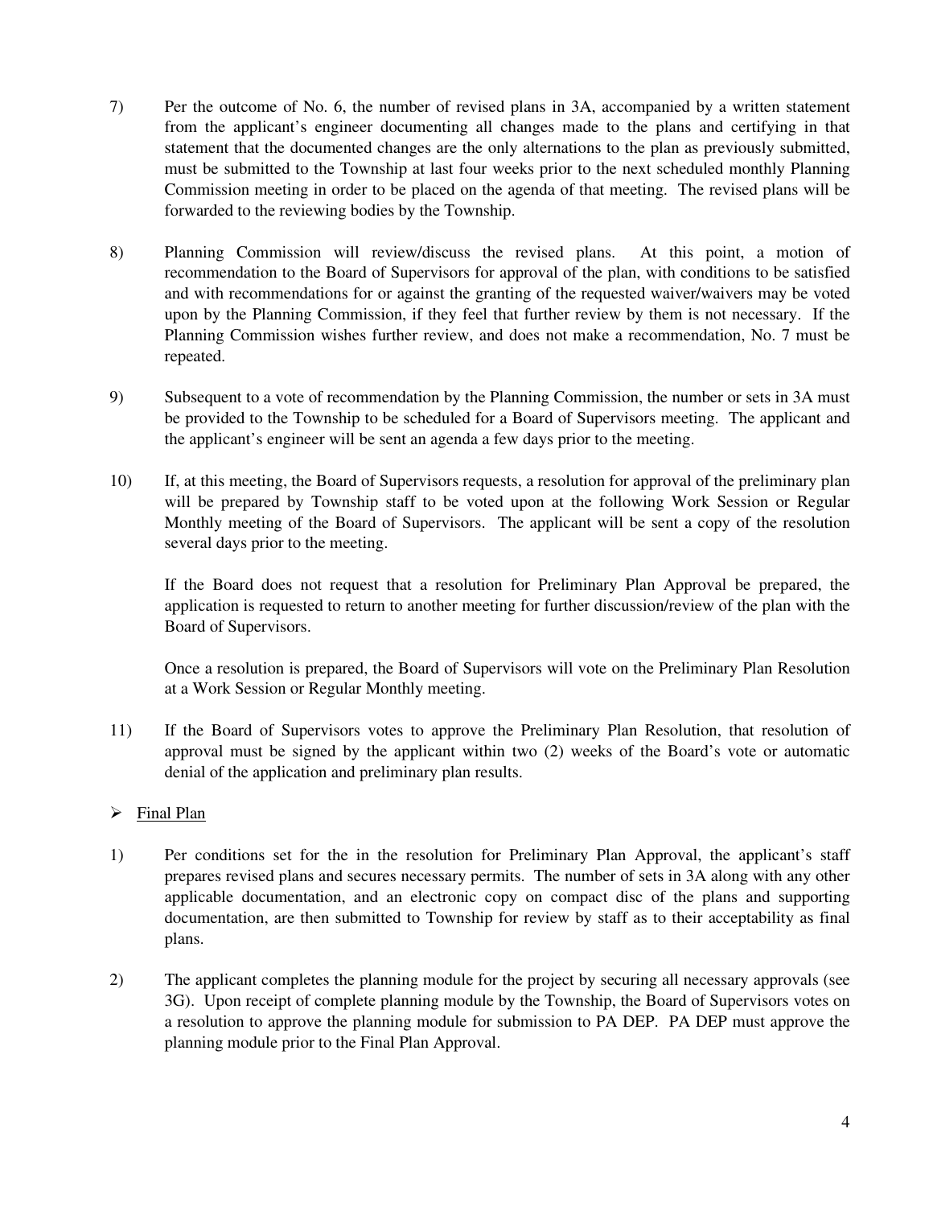7) Per the outcome of No. 6, the number of revised plans in 3A, accompanied by a written statement from the applicant's engineer documenting all changes made to the plans and certifying in that statement that the documented changes are the only alternations to the plan as previously submitted, must be submitted to the Township at last four weeks prior to the next scheduled monthly Planning Commission meeting in order to be placed on the agenda of that meeting. The revised plans will be forwarded to the reviewing bodies by the Township.

8) Planning Commission will review/discuss the revised plans. At this point, a motion of recommendation to the Board of Supervisors for approval of the plan, with conditions to be satisfied and with recommendations for or against the granting of the requested waiver/waivers may be voted upon by the Planning Commission, if they feel that further review by them is not necessary. If the Planning Commission wishes further review, and does not make a recommendation, No. 7 must be repeated.

9) Subsequent to a vote of recommendation by the Planning Commission, the number or sets in 3A must be provided to the Township to be scheduled for a Board of Supervisors meeting. The applicant and the applicant's engineer will be sent an agenda a few days prior to the meeting.

10) If, at this meeting, the Board of Supervisors requests, a resolution for approval of the preliminary plan will be prepared by Township staff to be voted upon at the following Work Session or Regular Monthly meeting of the Board of Supervisors. The applicant will be sent a copy of the resolution several days prior to the meeting.

    If the Board does not request that a resolution for Preliminary Plan Approval be prepared, the application is requested to return to another meeting for further discussion/review of the plan with the Board of Supervisors.

    Once a resolution is prepared, the Board of Supervisors will vote on the Preliminary Plan Resolution at a Work Session or Regular Monthly meeting.

11) If the Board of Supervisors votes to approve the Preliminary Plan Resolution, that resolution of approval must be signed by the applicant within two (2) weeks of the Board's vote or automatic denial of the application and preliminary plan results.

- <u>Final Plan</u>

1) Per conditions set for the in the resolution for Preliminary Plan Approval, the applicant's staff prepares revised plans and secures necessary permits. The number of sets in 3A along with any other applicable documentation, and an electronic copy on compact disc of the plans and supporting documentation, are then submitted to Township for review by staff as to their acceptability as final plans.

2) The applicant completes the planning module for the project by securing all necessary approvals (see 3G). Upon receipt of complete planning module by the Township, the Board of Supervisors votes on a resolution to approve the planning module for submission to PA DEP. PA DEP must approve the planning module prior to the Final Plan Approval.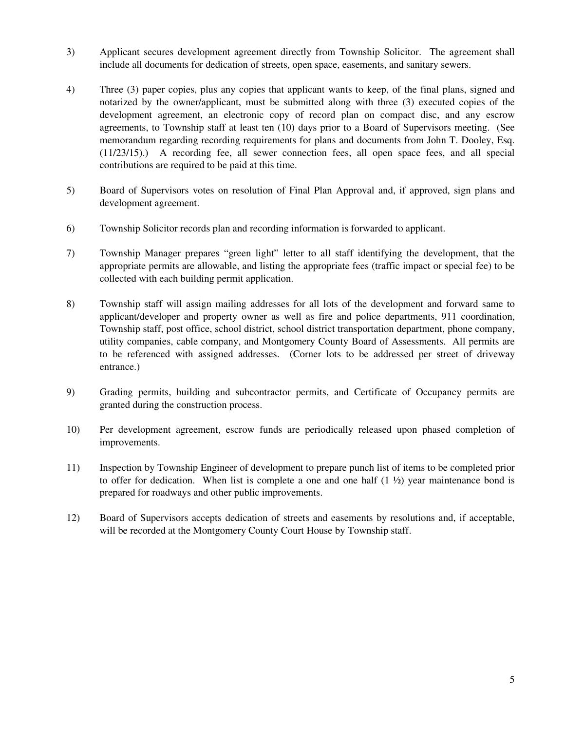3) Applicant secures development agreement directly from Township Solicitor. The agreement shall include all documents for dedication of streets, open space, easements, and sanitary sewers.

4) Three (3) paper copies, plus any copies that applicant wants to keep, of the final plans, signed and notarized by the owner/applicant, must be submitted along with three (3) executed copies of the development agreement, an electronic copy of record plan on compact disc, and any escrow agreements, to Township staff at least ten (10) days prior to a Board of Supervisors meeting. (See memorandum regarding recording requirements for plans and documents from John T. Dooley, Esq. (11/23/15).) A recording fee, all sewer connection fees, all open space fees, and all special contributions are required to be paid at this time.

5) Board of Supervisors votes on resolution of Final Plan Approval and, if approved, sign plans and development agreement.

6) Township Solicitor records plan and recording information is forwarded to applicant.

7) Township Manager prepares "green light" letter to all staff identifying the development, that the appropriate permits are allowable, and listing the appropriate fees (traffic impact or special fee) to be collected with each building permit application.

8) Township staff will assign mailing addresses for all lots of the development and forward same to applicant/developer and property owner as well as fire and police departments, 911 coordination, Township staff, post office, school district, school district transportation department, phone company, utility companies, cable company, and Montgomery County Board of Assessments. All permits are to be referenced with assigned addresses. (Corner lots to be addressed per street of driveway entrance.)

9) Grading permits, building and subcontractor permits, and Certificate of Occupancy permits are granted during the construction process.

10) Per development agreement, escrow funds are periodically released upon phased completion of improvements.

11) Inspection by Township Engineer of development to prepare punch list of items to be completed prior to offer for dedication. When list is complete a one and one half (1 ½) year maintenance bond is prepared for roadways and other public improvements.

12) Board of Supervisors accepts dedication of streets and easements by resolutions and, if acceptable, will be recorded at the Montgomery County Court House by Township staff.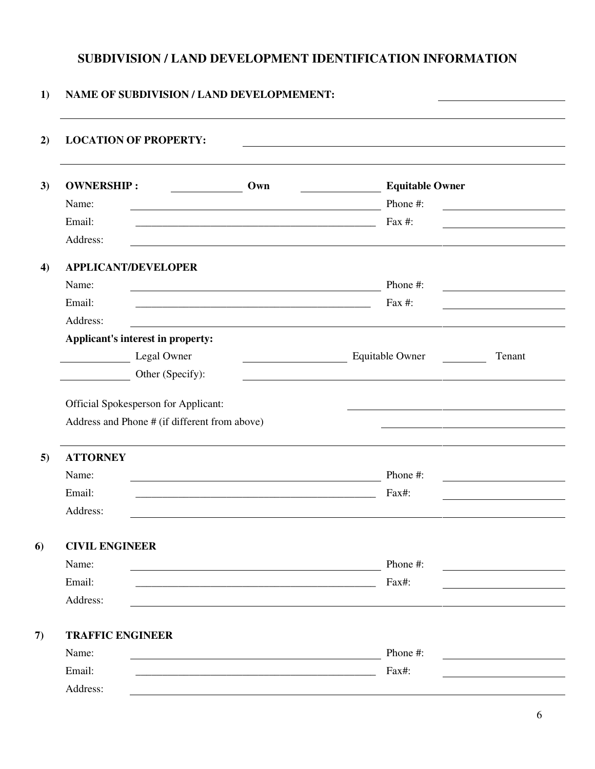## SUBDIVISION / LAND DEVELOPMENT IDENTIFICATION INFORMATION

**1) NAME OF SUBDIVISION / LAND DEVELOPMEMENT:** ________________________

______________________________________________________________________

**2) LOCATION OF PROPERTY:** ______________________________________________

______________________________________________________________________

**3) OWNERSHIP :** __________ **Own** __________ **Equitable Owner**

Name: ______________________________ Phone #: ______________

Email: ______________________________ Fax #: ______________

Address: ______________________________________________________

**4) APPLICANT/DEVELOPER**

Name: ______________________________ Phone #: ______________

Email: ______________________________ Fax #: ______________

Address: ______________________________________________________

**Applicant's interest in property:**

__________ Legal Owner __________ Equitable Owner ______ Tenant

__________ Other (Specify): ______________________________

Official Spokesperson for Applicant: ______________________________

Address and Phone # (if different from above) ______________________

______________________________________________________________________

**5) ATTORNEY**

Name: ______________________________ Phone #: ______________

Email: ______________________________ Fax#: ______________

Address: ______________________________________________________

**6) CIVIL ENGINEER**

Name: ______________________________ Phone #: ______________

Email: ______________________________ Fax#: ______________

Address: ______________________________________________________

**7) TRAFFIC ENGINEER**

Name: ______________________________ Phone #: ______________

Email: ______________________________ Fax#: ______________

Address: ______________________________________________________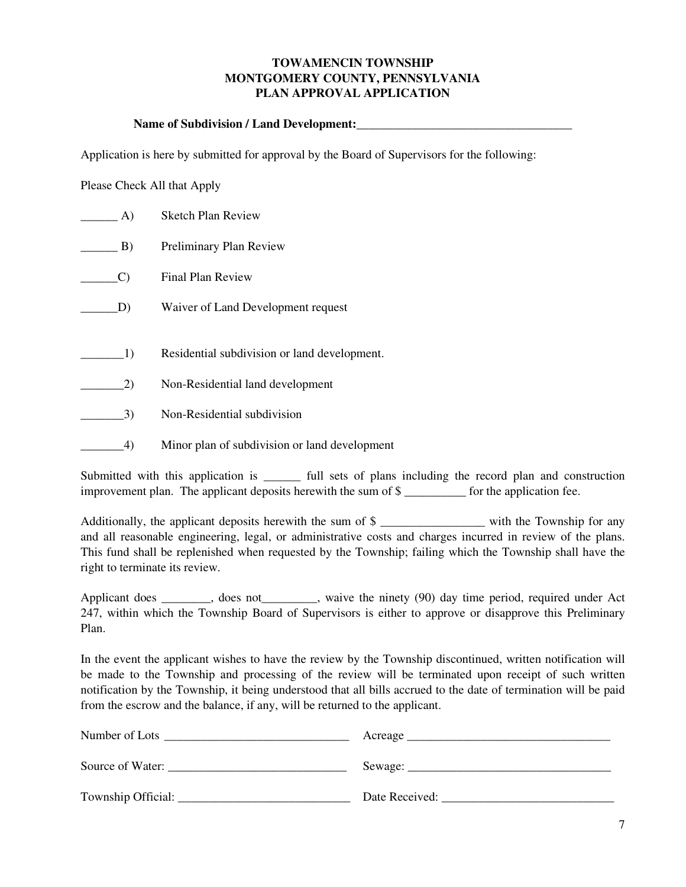# TOWAMENCIN TOWNSHIP
# MONTGOMERY COUNTY, PENNSYLVANIA
# PLAN APPROVAL APPLICATION

**Name of Subdivision / Land Development:**___________________________________

Application is here by submitted for approval by the Board of Supervisors for the following:

Please Check All that Apply

______ A) Sketch Plan Review

______ B) Preliminary Plan Review

______C) Final Plan Review

______D) Waiver of Land Development request

_______1) Residential subdivision or land development.

_______2) Non-Residential land development

_______3) Non-Residential subdivision

_______4) Minor plan of subdivision or land development

Submitted with this application is ______ full sets of plans including the record plan and construction improvement plan. The applicant deposits herewith the sum of $ __________ for the application fee.

Additionally, the applicant deposits herewith the sum of $ _________________ with the Township for any and all reasonable engineering, legal, or administrative costs and charges incurred in review of the plans. This fund shall be replenished when requested by the Township; failing which the Township shall have the right to terminate its review.

Applicant does ________, does not_________, waive the ninety (90) day time period, required under Act 247, within which the Township Board of Supervisors is either to approve or disapprove this Preliminary Plan.

In the event the applicant wishes to have the review by the Township discontinued, written notification will be made to the Township and processing of the review will be terminated upon receipt of such written notification by the Township, it being understood that all bills accrued to the date of termination will be paid from the escrow and the balance, if any, will be returned to the applicant.

Number of Lots ______________________________ Acreage _________________________________

Source of Water: _____________________________ Sewage: _________________________________

Township Official: ____________________________ Date Received: ____________________________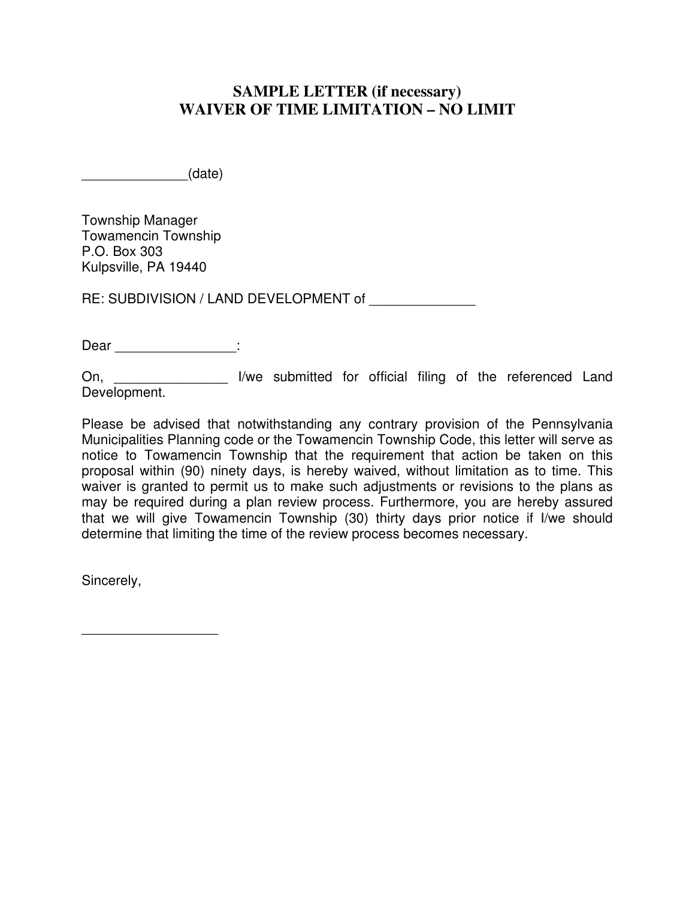# SAMPLE LETTER (if necessary)
# WAIVER OF TIME LIMITATION – NO LIMIT

_____________(date)

Township Manager
Towamencin Township
P.O. Box 303
Kulpsville, PA 19440

RE: SUBDIVISION / LAND DEVELOPMENT of _____________

Dear ________________:

On, _______________ I/we submitted for official filing of the referenced Land Development.

Please be advised that notwithstanding any contrary provision of the Pennsylvania Municipalities Planning code or the Towamencin Township Code, this letter will serve as notice to Towamencin Township that the requirement that action be taken on this proposal within (90) ninety days, is hereby waived, without limitation as to time. This waiver is granted to permit us to make such adjustments or revisions to the plans as may be required during a plan review process. Furthermore, you are hereby assured that we will give Towamencin Township (30) thirty days prior notice if I/we should determine that limiting the time of the review process becomes necessary.

Sincerely,

__________________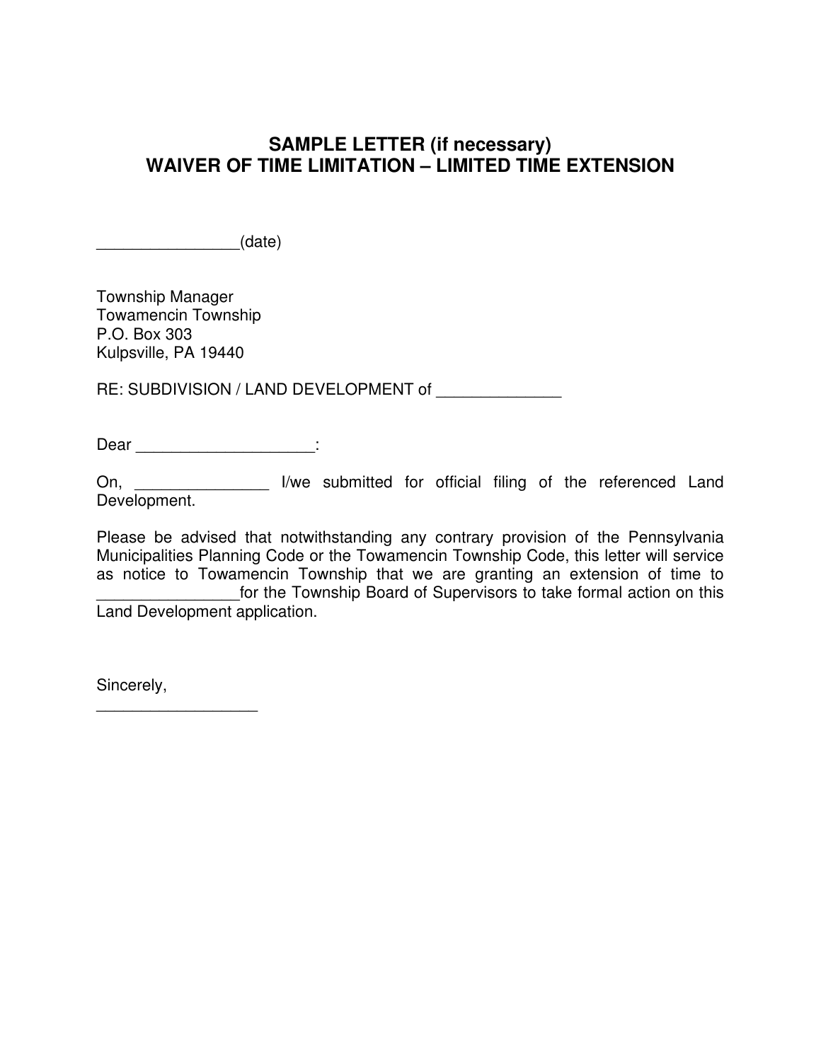# SAMPLE LETTER (if necessary)
# WAIVER OF TIME LIMITATION – LIMITED TIME EXTENSION

________________(date)

Township Manager
Towamencin Township
P.O. Box 303
Kulpsville, PA 19440

RE: SUBDIVISION / LAND DEVELOPMENT of ______________

Dear ____________________:

On, _______________ I/we submitted for official filing of the referenced Land Development.

Please be advised that notwithstanding any contrary provision of the Pennsylvania Municipalities Planning Code or the Towamencin Township Code, this letter will service as notice to Towamencin Township that we are granting an extension of time to ________________for the Township Board of Supervisors to take formal action on this Land Development application.

Sincerely,

__________________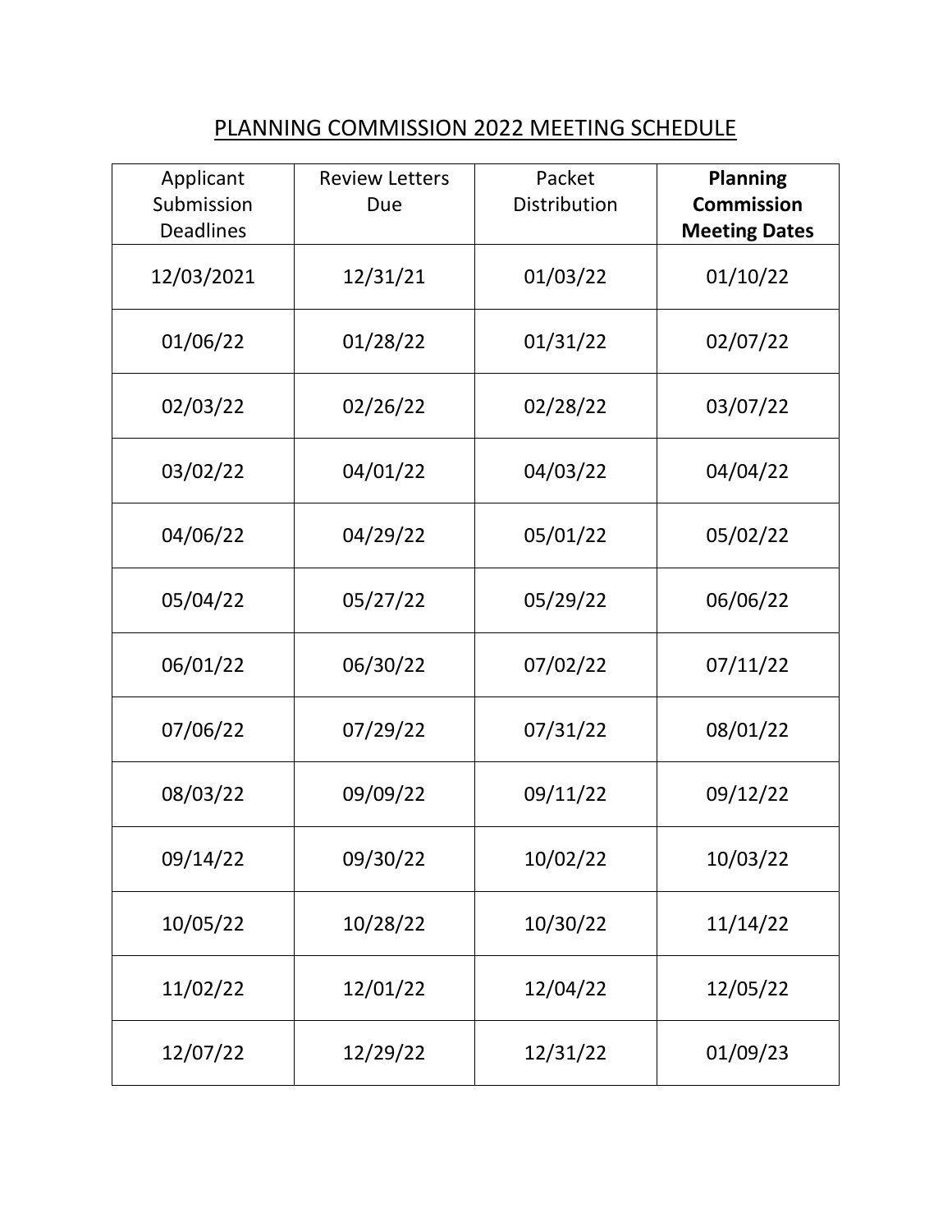# PLANNING COMMISSION 2022 MEETING SCHEDULE

| Applicant Submission Deadlines | Review Letters Due | Packet Distribution | **Planning Commission Meeting Dates** |
|---|---|---|---|
| 12/03/2021 | 12/31/21 | 01/03/22 | 01/10/22 |
| 01/06/22 | 01/28/22 | 01/31/22 | 02/07/22 |
| 02/03/22 | 02/26/22 | 02/28/22 | 03/07/22 |
| 03/02/22 | 04/01/22 | 04/03/22 | 04/04/22 |
| 04/06/22 | 04/29/22 | 05/01/22 | 05/02/22 |
| 05/04/22 | 05/27/22 | 05/29/22 | 06/06/22 |
| 06/01/22 | 06/30/22 | 07/02/22 | 07/11/22 |
| 07/06/22 | 07/29/22 | 07/31/22 | 08/01/22 |
| 08/03/22 | 09/09/22 | 09/11/22 | 09/12/22 |
| 09/14/22 | 09/30/22 | 10/02/22 | 10/03/22 |
| 10/05/22 | 10/28/22 | 10/30/22 | 11/14/22 |
| 11/02/22 | 12/01/22 | 12/04/22 | 12/05/22 |
| 12/07/22 | 12/29/22 | 12/31/22 | 01/09/23 |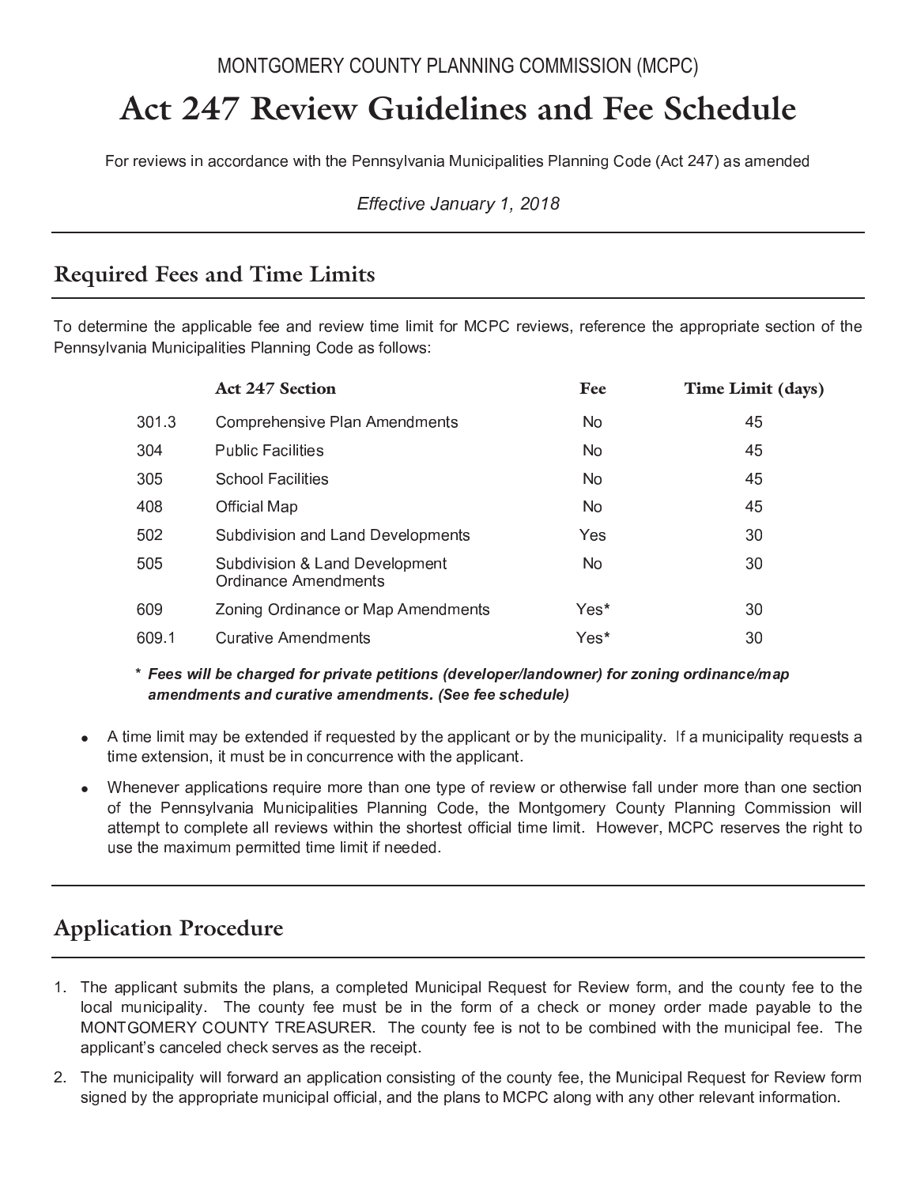MONTGOMERY COUNTY PLANNING COMMISSION (MCPC)

# Act 247 Review Guidelines and Fee Schedule

For reviews in accordance with the Pennsylvania Municipalities Planning Code (Act 247) as amended

*Effective January 1, 2018*

## Required Fees and Time Limits

To determine the applicable fee and review time limit for MCPC reviews, reference the appropriate section of the Pennsylvania Municipalities Planning Code as follows:

| | Act 247 Section | Fee | Time Limit (days) |
|---|---|---|---|
| 301.3 | Comprehensive Plan Amendments | No | 45 |
| 304 | Public Facilities | No | 45 |
| 305 | School Facilities | No | 45 |
| 408 | Official Map | No | 45 |
| 502 | Subdivision and Land Developments | Yes | 30 |
| 505 | Subdivision & Land Development Ordinance Amendments | No | 30 |
| 609 | Zoning Ordinance or Map Amendments | Yes* | 30 |
| 609.1 | Curative Amendments | Yes* | 30 |

\* ***Fees will be charged for private petitions (developer/landowner) for zoning ordinance/map amendments and curative amendments. (See fee schedule)***

- A time limit may be extended if requested by the applicant or by the municipality. If a municipality requests a time extension, it must be in concurrence with the applicant.
- Whenever applications require more than one type of review or otherwise fall under more than one section of the Pennsylvania Municipalities Planning Code, the Montgomery County Planning Commission will attempt to complete all reviews within the shortest official time limit. However, MCPC reserves the right to use the maximum permitted time limit if needed.

## Application Procedure

1. The applicant submits the plans, a completed Municipal Request for Review form, and the county fee to the local municipality. The county fee must be in the form of a check or money order made payable to the MONTGOMERY COUNTY TREASURER. The county fee is not to be combined with the municipal fee. The applicant's canceled check serves as the receipt.
2. The municipality will forward an application consisting of the county fee, the Municipal Request for Review form signed by the appropriate municipal official, and the plans to MCPC along with any other relevant information.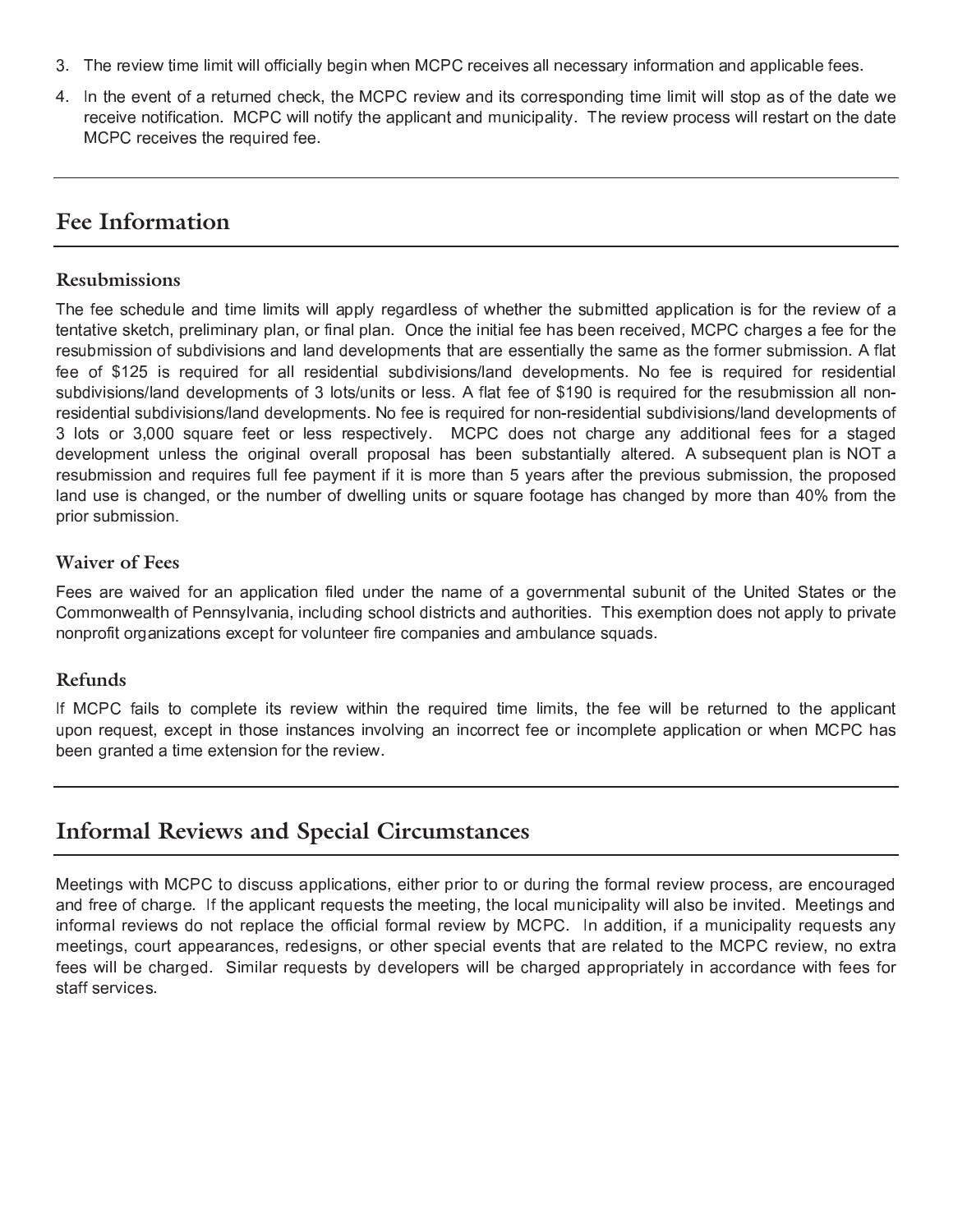3. The review time limit will officially begin when MCPC receives all necessary information and applicable fees.
4. In the event of a returned check, the MCPC review and its corresponding time limit will stop as of the date we receive notification. MCPC will notify the applicant and municipality. The review process will restart on the date MCPC receives the required fee.

## Fee Information

### Resubmissions

The fee schedule and time limits will apply regardless of whether the submitted application is for the review of a tentative sketch, preliminary plan, or final plan. Once the initial fee has been received, MCPC charges a fee for the resubmission of subdivisions and land developments that are essentially the same as the former submission. A flat fee of $125 is required for all residential subdivisions/land developments. No fee is required for residential subdivisions/land developments of 3 lots/units or less. A flat fee of $190 is required for the resubmission all non-residential subdivisions/land developments. No fee is required for non-residential subdivisions/land developments of 3 lots or 3,000 square feet or less respectively. MCPC does not charge any additional fees for a staged development unless the original overall proposal has been substantially altered. A subsequent plan is NOT a resubmission and requires full fee payment if it is more than 5 years after the previous submission, the proposed land use is changed, or the number of dwelling units or square footage has changed by more than 40% from the prior submission.

### Waiver of Fees

Fees are waived for an application filed under the name of a governmental subunit of the United States or the Commonwealth of Pennsylvania, including school districts and authorities. This exemption does not apply to private nonprofit organizations except for volunteer fire companies and ambulance squads.

### Refunds

If MCPC fails to complete its review within the required time limits, the fee will be returned to the applicant upon request, except in those instances involving an incorrect fee or incomplete application or when MCPC has been granted a time extension for the review.

## Informal Reviews and Special Circumstances

Meetings with MCPC to discuss applications, either prior to or during the formal review process, are encouraged and free of charge. If the applicant requests the meeting, the local municipality will also be invited. Meetings and informal reviews do not replace the official formal review by MCPC. In addition, if a municipality requests any meetings, court appearances, redesigns, or other special events that are related to the MCPC review, no extra fees will be charged. Similar requests by developers will be charged appropriately in accordance with fees for staff services.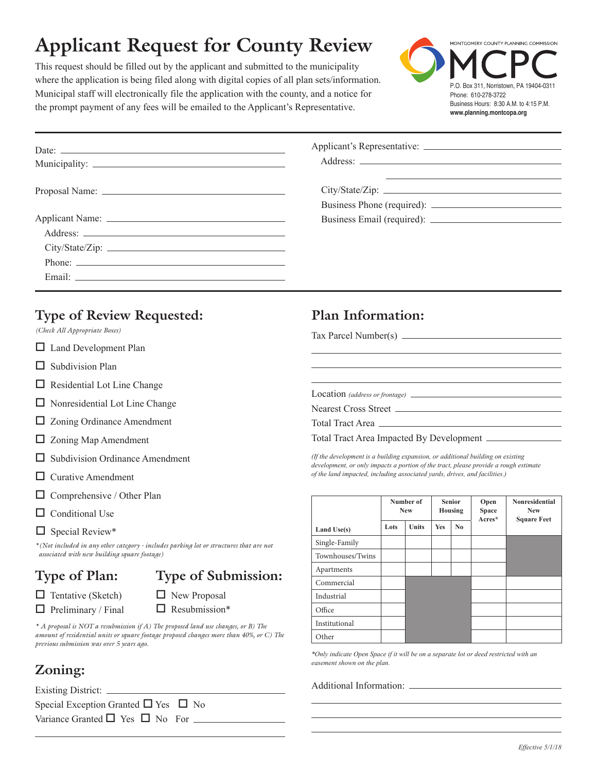# Applicant Request for County Review

This request should be filled out by the applicant and submitted to the municipality where the application is being filed along with digital copies of all plan sets/information. Municipal staff will electronically file the application with the county, and a notice for the prompt payment of any fees will be emailed to the Applicant's Representative.

MONTGOMERY COUNTY PLANNING COMMISSION
**MCPC**
P.O. Box 311, Norristown, PA 19404-0311
Phone: 610-278-3722
Business Hours: 8:30 A.M. to 4:15 P.M.
**www.planning.montcopa.org**

Date: ______________________________

Municipality: ______________________________

Proposal Name: ______________________________

Applicant Name: ______________________________

Address: ______________________________

City/State/Zip: ______________________________

Phone: ______________________________

Email: ______________________________

Applicant's Representative: ______________________________

Address: ______________________________

______________________________

City/State/Zip: ______________________________

Business Phone (required): ______________________________

Business Email (required): ______________________________

## Type of Review Requested:

*(Check All Appropriate Boxes)*

- ☐ Land Development Plan
- ☐ Subdivision Plan
- ☐ Residential Lot Line Change
- ☐ Nonresidential Lot Line Change
- ☐ Zoning Ordinance Amendment
- ☐ Zoning Map Amendment
- ☐ Subdivision Ordinance Amendment
- ☐ Curative Amendment
- ☐ Comprehensive / Other Plan
- ☐ Conditional Use
- ☐ Special Review*

*\*(Not included in any other category - includes parking lot or structures that are not associated with new building square footage)*

## Type of Plan:

- ☐ Tentative (Sketch)
- ☐ Preliminary / Final

## Type of Submission:

- ☐ New Proposal
- ☐ Resubmission*

*\* A proposal is NOT a resubmission if A) The proposed land use changes, or B) The amount of residential units or square footage proposed changes more than 40%, or C) The previous submission was over 5 years ago.*

## Zoning:

Existing District: ______________________________

Special Exception Granted ☐ Yes ☐ No

Variance Granted ☐ Yes ☐ No For ______________________________

## Plan Information:

Tax Parcel Number(s) ______________________________

______________________________

______________________________

______________________________

Location *(address or frontage)* ______________________________

Nearest Cross Street ______________________________

Total Tract Area ______________________________

Total Tract Area Impacted By Development ______________________________

*(If the development is a building expansion, or additional building on existing development, or only impacts a portion of the tract, please provide a rough estimate of the land impacted, including associated yards, drives, and facilities.)*

| Land Use(s) | Number of New | | Senior Housing | | Open Space Acres* | Nonresidential New Square Feet |
|---|---|---|---|---|---|---|
| | Lots | Units | Yes | No | | |
| Single-Family | | | | | | |
| Townhouses/Twins | | | | | | |
| Apartments | | | | | | |
| Commercial | | | | | | |
| Industrial | | | | | | |
| Office | | | | | | |
| Institutional | | | | | | |
| Other | | | | | | |

*\*Only indicate Open Space if it will be on a separate lot or deed restricted with an easement shown on the plan.*

Additional Information: ______________________________

______________________________

______________________________

______________________________

*Effective 5/1/18*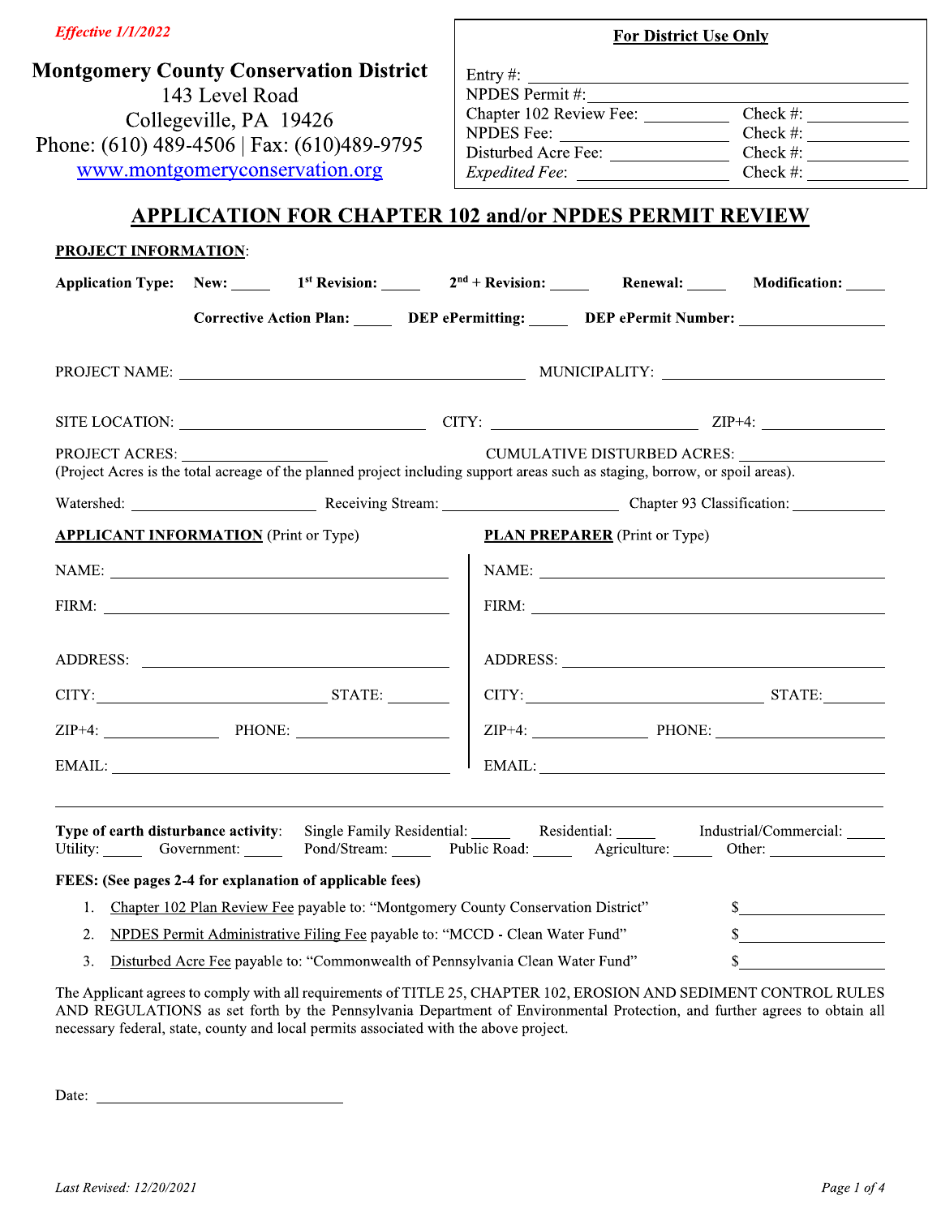*Effective 1/1/2022*

**Montgomery County Conservation District**
143 Level Road
Collegeville, PA 19426
Phone: (610) 489-4506 | Fax: (610)489-9795
www.montgomeryconservation.org

**For District Use Only**

Entry #: ____________________
NPDES Permit #: ____________________
Chapter 102 Review Fee: __________ Check #: __________
NPDES Fee: __________ Check #: __________
Disturbed Acre Fee: __________ Check #: __________
*Expedited Fee*: __________ Check #: __________

# APPLICATION FOR CHAPTER 102 and/or NPDES PERMIT REVIEW

**PROJECT INFORMATION**:

**Application Type:** **New:** _____ **1st Revision:** _____ **2nd + Revision:** _____ **Renewal:** _____ **Modification:** _____

**Corrective Action Plan:** _____ **DEP ePermitting:** _____ **DEP ePermit Number:** __________

PROJECT NAME: ____________________ MUNICIPALITY: ____________________

SITE LOCATION: ____________________ CITY: ____________________ ZIP+4: __________

PROJECT ACRES: __________ CUMULATIVE DISTURBED ACRES: __________
(Project Acres is the total acreage of the planned project including support areas such as staging, borrow, or spoil areas).

Watershed: __________ Receiving Stream: __________ Chapter 93 Classification: __________

| **APPLICANT INFORMATION** (Print or Type) | **PLAN PREPARER** (Print or Type) |
|---|---|
| NAME: | NAME: |
| FIRM: | FIRM: |
| ADDRESS: | ADDRESS: |
| CITY: STATE: | CITY: STATE: |
| ZIP+4: PHONE: | ZIP+4: PHONE: |
| EMAIL: | EMAIL: |

**Type of earth disturbance activity**: Single Family Residential: _____ Residential: _____ Industrial/Commercial: _____ Utility: _____ Government: _____ Pond/Stream: _____ Public Road: _____ Agriculture: _____ Other: __________

**FEES: (See pages 2-4 for explanation of applicable fees)**

1. Chapter 102 Plan Review Fee payable to: "Montgomery County Conservation District" $__________
2. NPDES Permit Administrative Filing Fee payable to: "MCCD - Clean Water Fund" $__________
3. Disturbed Acre Fee payable to: "Commonwealth of Pennsylvania Clean Water Fund" $__________

The Applicant agrees to comply with all requirements of TITLE 25, CHAPTER 102, EROSION AND SEDIMENT CONTROL RULES AND REGULATIONS as set forth by the Pennsylvania Department of Environmental Protection, and further agrees to obtain all necessary federal, state, county and local permits associated with the above project.

Date: ____________________

*Last Revised: 12/20/2021*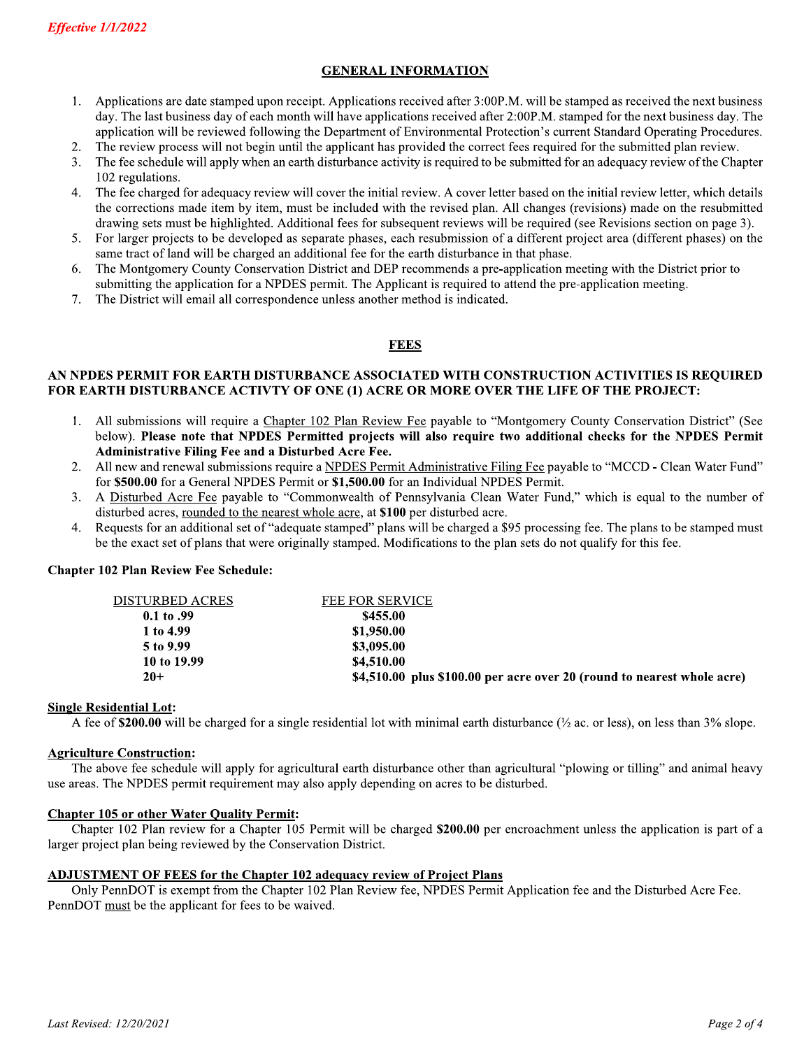*Effective 1/1/2022*

## GENERAL INFORMATION

1. Applications are date stamped upon receipt. Applications received after 3:00P.M. will be stamped as received the next business day. The last business day of each month will have applications received after 2:00P.M. stamped for the next business day. The application will be reviewed following the Department of Environmental Protection's current Standard Operating Procedures.
2. The review process will not begin until the applicant has provided the correct fees required for the submitted plan review.
3. The fee schedule will apply when an earth disturbance activity is required to be submitted for an adequacy review of the Chapter 102 regulations.
4. The fee charged for adequacy review will cover the initial review. A cover letter based on the initial review letter, which details the corrections made item by item, must be included with the revised plan. All changes (revisions) made on the resubmitted drawing sets must be highlighted. Additional fees for subsequent reviews will be required (see Revisions section on page 3).
5. For larger projects to be developed as separate phases, each resubmission of a different project area (different phases) on the same tract of land will be charged an additional fee for the earth disturbance in that phase.
6. The Montgomery County Conservation District and DEP recommends a pre-application meeting with the District prior to submitting the application for a NPDES permit. The Applicant is required to attend the pre-application meeting.
7. The District will email all correspondence unless another method is indicated.

## FEES

**AN NPDES PERMIT FOR EARTH DISTURBANCE ASSOCIATED WITH CONSTRUCTION ACTIVITIES IS REQUIRED FOR EARTH DISTURBANCE ACTIVTY OF ONE (1) ACRE OR MORE OVER THE LIFE OF THE PROJECT:**

1. All submissions will require a Chapter 102 Plan Review Fee payable to "Montgomery County Conservation District" (See below). **Please note that NPDES Permitted projects will also require two additional checks for the NPDES Permit Administrative Filing Fee and a Disturbed Acre Fee.**
2. All new and renewal submissions require a NPDES Permit Administrative Filing Fee payable to "MCCD - Clean Water Fund" for **$500.00** for a General NPDES Permit or **$1,500.00** for an Individual NPDES Permit.
3. A Disturbed Acre Fee payable to "Commonwealth of Pennsylvania Clean Water Fund," which is equal to the number of disturbed acres, rounded to the nearest whole acre, at **$100** per disturbed acre.
4. Requests for an additional set of "adequate stamped" plans will be charged a $95 processing fee. The plans to be stamped must be the exact set of plans that were originally stamped. Modifications to the plan sets do not qualify for this fee.

**Chapter 102 Plan Review Fee Schedule:**

| DISTURBED ACRES | FEE FOR SERVICE |
|---|---|
| **0.1 to .99** | **$455.00** |
| **1 to 4.99** | **$1,950.00** |
| **5 to 9.99** | **$3,095.00** |
| **10 to 19.99** | **$4,510.00** |
| **20+** | **$4,510.00 plus $100.00 per acre over 20 (round to nearest whole acre)** |

**Single Residential Lot:**

A fee of **$200.00** will be charged for a single residential lot with minimal earth disturbance (½ ac. or less), on less than 3% slope.

**Agriculture Construction:**

The above fee schedule will apply for agricultural earth disturbance other than agricultural "plowing or tilling" and animal heavy use areas. The NPDES permit requirement may also apply depending on acres to be disturbed.

**Chapter 105 or other Water Quality Permit:**

Chapter 102 Plan review for a Chapter 105 Permit will be charged **$200.00** per encroachment unless the application is part of a larger project plan being reviewed by the Conservation District.

**ADJUSTMENT OF FEES for the Chapter 102 adequacy review of Project Plans**

Only PennDOT is exempt from the Chapter 102 Plan Review fee, NPDES Permit Application fee and the Disturbed Acre Fee. PennDOT must be the applicant for fees to be waived.

*Last Revised: 12/20/2021*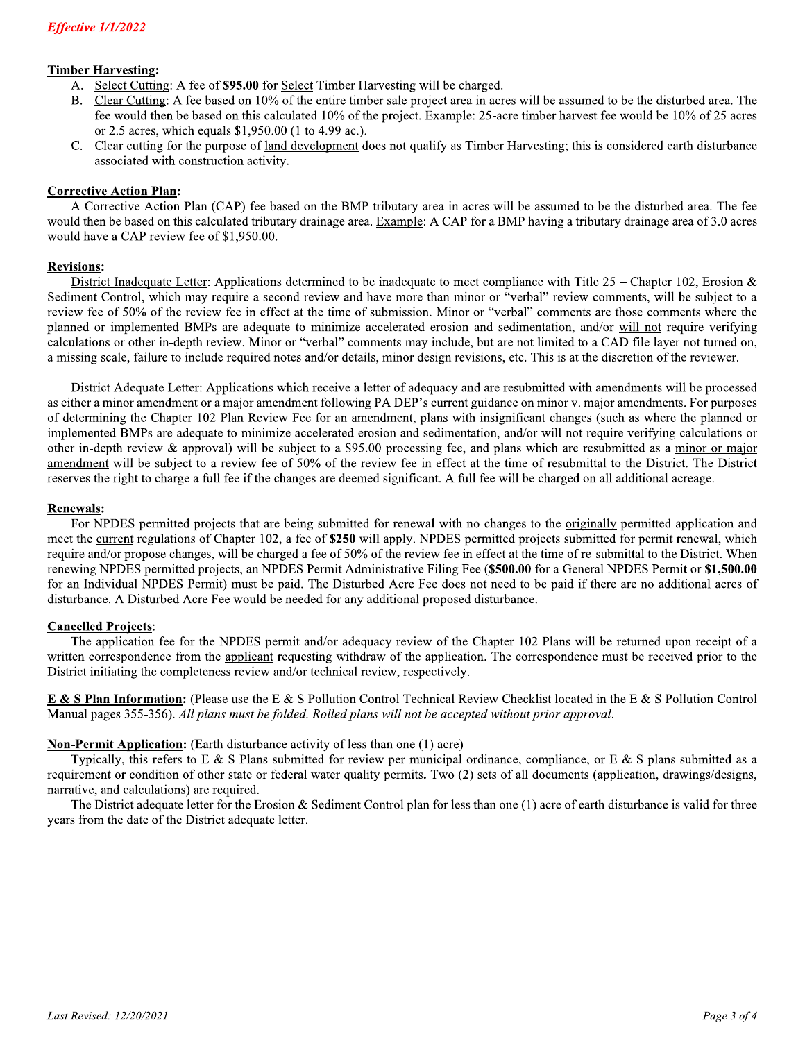*Effective 1/1/2022*

**Timber Harvesting:**

A. Select Cutting: A fee of **$95.00** for Select Timber Harvesting will be charged.

B. Clear Cutting: A fee based on 10% of the entire timber sale project area in acres will be assumed to be the disturbed area. The fee would then be based on this calculated 10% of the project. Example: 25-acre timber harvest fee would be 10% of 25 acres or 2.5 acres, which equals $1,950.00 (1 to 4.99 ac.).

C. Clear cutting for the purpose of land development does not qualify as Timber Harvesting; this is considered earth disturbance associated with construction activity.

**Corrective Action Plan:**

A Corrective Action Plan (CAP) fee based on the BMP tributary area in acres will be assumed to be the disturbed area. The fee would then be based on this calculated tributary drainage area. Example: A CAP for a BMP having a tributary drainage area of 3.0 acres would have a CAP review fee of $1,950.00.

**Revisions:**

District Inadequate Letter: Applications determined to be inadequate to meet compliance with Title 25 – Chapter 102, Erosion & Sediment Control, which may require a second review and have more than minor or "verbal" review comments, will be subject to a review fee of 50% of the review fee in effect at the time of submission. Minor or "verbal" comments are those comments where the planned or implemented BMPs are adequate to minimize accelerated erosion and sedimentation, and/or will not require verifying calculations or other in-depth review. Minor or "verbal" comments may include, but are not limited to a CAD file layer not turned on, a missing scale, failure to include required notes and/or details, minor design revisions, etc. This is at the discretion of the reviewer.

District Adequate Letter: Applications which receive a letter of adequacy and are resubmitted with amendments will be processed as either a minor amendment or a major amendment following PA DEP's current guidance on minor v. major amendments. For purposes of determining the Chapter 102 Plan Review Fee for an amendment, plans with insignificant changes (such as where the planned or implemented BMPs are adequate to minimize accelerated erosion and sedimentation, and/or will not require verifying calculations or other in-depth review & approval) will be subject to a $95.00 processing fee, and plans which are resubmitted as a minor or major amendment will be subject to a review fee of 50% of the review fee in effect at the time of resubmittal to the District. The District reserves the right to charge a full fee if the changes are deemed significant. A full fee will be charged on all additional acreage.

**Renewals:**

For NPDES permitted projects that are being submitted for renewal with no changes to the originally permitted application and meet the current regulations of Chapter 102, a fee of **$250** will apply. NPDES permitted projects submitted for permit renewal, which require and/or propose changes, will be charged a fee of 50% of the review fee in effect at the time of re-submittal to the District. When renewing NPDES permitted projects, an NPDES Permit Administrative Filing Fee (**$500.00** for a General NPDES Permit or **$1,500.00** for an Individual NPDES Permit) must be paid. The Disturbed Acre Fee does not need to be paid if there are no additional acres of disturbance. A Disturbed Acre Fee would be needed for any additional proposed disturbance.

**Cancelled Projects**:

The application fee for the NPDES permit and/or adequacy review of the Chapter 102 Plans will be returned upon receipt of a written correspondence from the applicant requesting withdraw of the application. The correspondence must be received prior to the District initiating the completeness review and/or technical review, respectively.

**E & S Plan Information:** (Please use the E & S Pollution Control Technical Review Checklist located in the E & S Pollution Control Manual pages 355-356). *All plans must be folded. Rolled plans will not be accepted without prior approval*.

**Non-Permit Application:** (Earth disturbance activity of less than one (1) acre)

Typically, this refers to E & S Plans submitted for review per municipal ordinance, compliance, or E & S plans submitted as a requirement or condition of other state or federal water quality permits**.** Two (2) sets of all documents (application, drawings/designs, narrative, and calculations) are required.

The District adequate letter for the Erosion & Sediment Control plan for less than one (1) acre of earth disturbance is valid for three years from the date of the District adequate letter.

*Last Revised: 12/20/2021*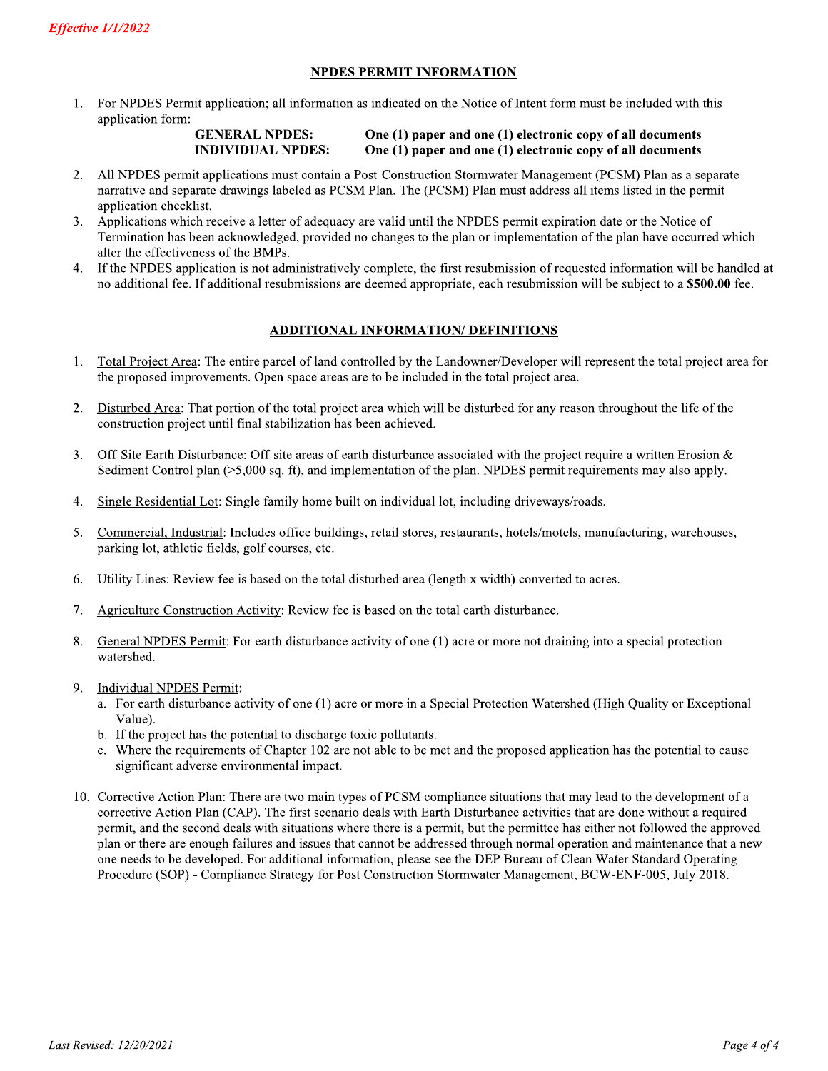## NPDES PERMIT INFORMATION

1. For NPDES Permit application; all information as indicated on the Notice of Intent form must be included with this application form:

   **GENERAL NPDES:** **One (1) paper and one (1) electronic copy of all documents**
   **INDIVIDUAL NPDES:** **One (1) paper and one (1) electronic copy of all documents**

2. All NPDES permit applications must contain a Post-Construction Stormwater Management (PCSM) Plan as a separate narrative and separate drawings labeled as PCSM Plan. The (PCSM) Plan must address all items listed in the permit application checklist.
3. Applications which receive a letter of adequacy are valid until the NPDES permit expiration date or the Notice of Termination has been acknowledged, provided no changes to the plan or implementation of the plan have occurred which alter the effectiveness of the BMPs.
4. If the NPDES application is not administratively complete, the first resubmission of requested information will be handled at no additional fee. If additional resubmissions are deemed appropriate, each resubmission will be subject to a **$500.00** fee.

## ADDITIONAL INFORMATION/ DEFINITIONS

1. Total Project Area: The entire parcel of land controlled by the Landowner/Developer will represent the total project area for the proposed improvements. Open space areas are to be included in the total project area.
2. Disturbed Area: That portion of the total project area which will be disturbed for any reason throughout the life of the construction project until final stabilization has been achieved.
3. Off-Site Earth Disturbance: Off-site areas of earth disturbance associated with the project require a written Erosion & Sediment Control plan (>5,000 sq. ft), and implementation of the plan. NPDES permit requirements may also apply.
4. Single Residential Lot: Single family home built on individual lot, including driveways/roads.
5. Commercial, Industrial: Includes office buildings, retail stores, restaurants, hotels/motels, manufacturing, warehouses, parking lot, athletic fields, golf courses, etc.
6. Utility Lines: Review fee is based on the total disturbed area (length x width) converted to acres.
7. Agriculture Construction Activity: Review fee is based on the total earth disturbance.
8. General NPDES Permit: For earth disturbance activity of one (1) acre or more not draining into a special protection watershed.
9. Individual NPDES Permit:
   a. For earth disturbance activity of one (1) acre or more in a Special Protection Watershed (High Quality or Exceptional Value).
   b. If the project has the potential to discharge toxic pollutants.
   c. Where the requirements of Chapter 102 are not able to be met and the proposed application has the potential to cause significant adverse environmental impact.
10. Corrective Action Plan: There are two main types of PCSM compliance situations that may lead to the development of a corrective Action Plan (CAP). The first scenario deals with Earth Disturbance activities that are done without a required permit, and the second deals with situations where there is a permit, but the permittee has either not followed the approved plan or there are enough failures and issues that cannot be addressed through normal operation and maintenance that a new one needs to be developed. For additional information, please see the DEP Bureau of Clean Water Standard Operating Procedure (SOP) - Compliance Strategy for Post Construction Stormwater Management, BCW-ENF-005, July 2018.